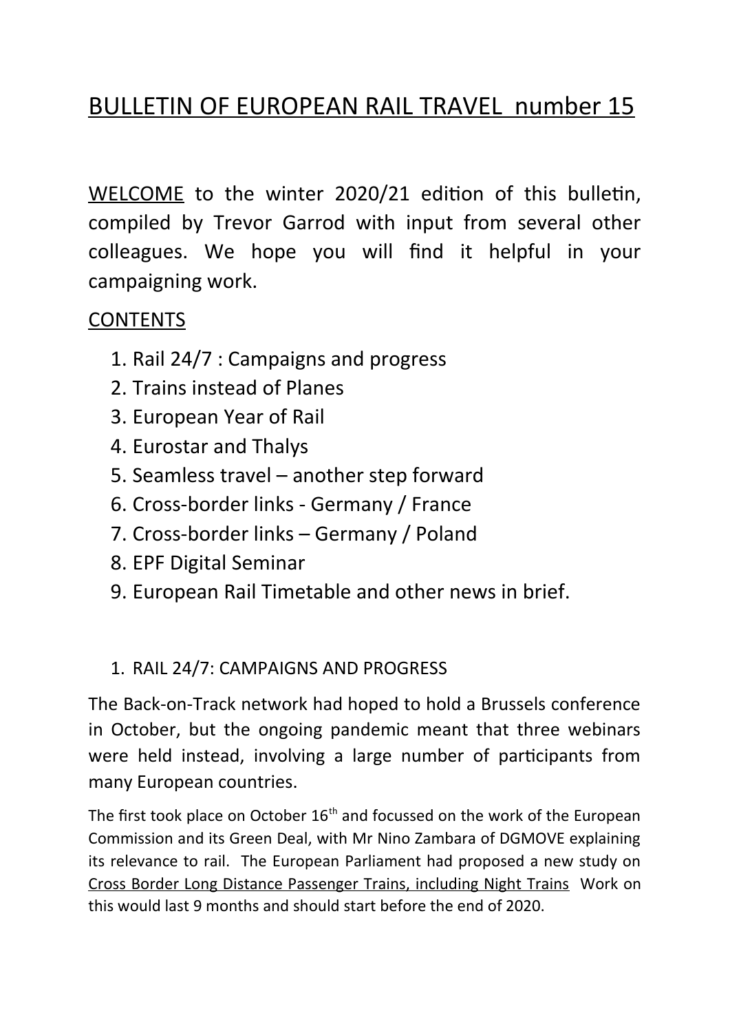# BULLETIN OF EUROPEAN RAIL TRAVEL number 15

WELCOME to the winter 2020/21 edition of this bulletin, compiled by Trevor Garrod with input from several other colleagues. We hope you will find it helpful in your campaigning work.

## CONTENTS

1. Rail 24/7 : Campaigns and progress
2. Trains instead of Planes
3. European Year of Rail
4. Eurostar and Thalys
5. Seamless travel – another step forward
6. Cross-border links - Germany / France
7. Cross-border links – Germany / Poland
8. EPF Digital Seminar
9. European Rail Timetable and other news in brief.

## 1. RAIL 24/7: CAMPAIGNS AND PROGRESS

The Back-on-Track network had hoped to hold a Brussels conference in October, but the ongoing pandemic meant that three webinars were held instead, involving a large number of participants from many European countries.

The first took place on October 16th and focussed on the work of the European Commission and its Green Deal, with Mr Nino Zambara of DGMOVE explaining its relevance to rail. The European Parliament had proposed a new study on Cross Border Long Distance Passenger Trains, including Night Trains Work on this would last 9 months and should start before the end of 2020.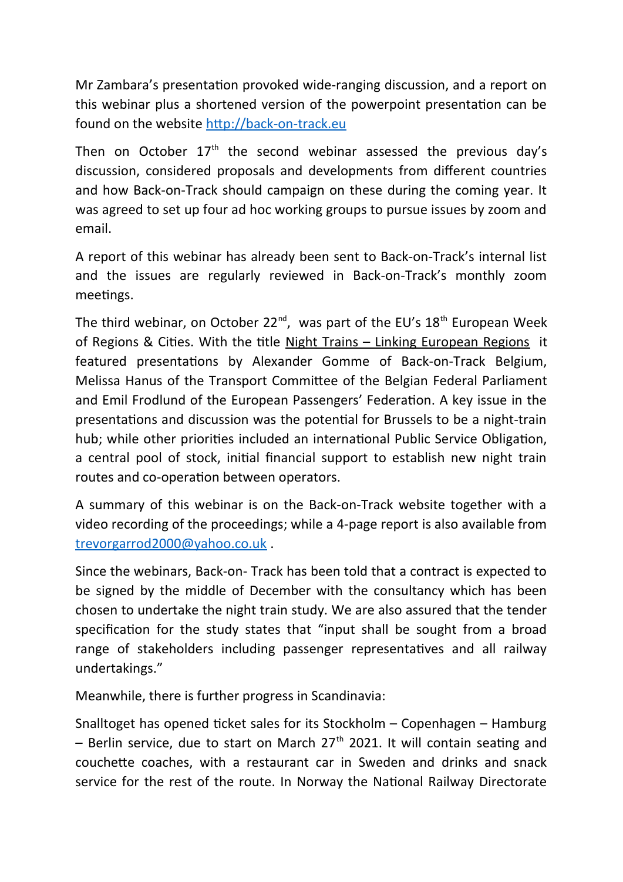Mr Zambara's presentation provoked wide-ranging discussion, and a report on this webinar plus a shortened version of the powerpoint presentation can be found on the website [http://back-on-track.eu](http://back-on-track.eu)

Then on October 17th the second webinar assessed the previous day's discussion, considered proposals and developments from different countries and how Back-on-Track should campaign on these during the coming year. It was agreed to set up four ad hoc working groups to pursue issues by zoom and email.

A report of this webinar has already been sent to Back-on-Track's internal list and the issues are regularly reviewed in Back-on-Track's monthly zoom meetings.

The third webinar, on October 22nd, was part of the EU's 18th European Week of Regions & Cities. With the title Night Trains – Linking European Regions it featured presentations by Alexander Gomme of Back-on-Track Belgium, Melissa Hanus of the Transport Committee of the Belgian Federal Parliament and Emil Frodlund of the European Passengers' Federation. A key issue in the presentations and discussion was the potential for Brussels to be a night-train hub; while other priorities included an international Public Service Obligation, a central pool of stock, initial financial support to establish new night train routes and co-operation between operators.

A summary of this webinar is on the Back-on-Track website together with a video recording of the proceedings; while a 4-page report is also available from [trevorgarrod2000@yahoo.co.uk](mailto:trevorgarrod2000@yahoo.co.uk) .

Since the webinars, Back-on- Track has been told that a contract is expected to be signed by the middle of December with the consultancy which has been chosen to undertake the night train study. We are also assured that the tender specification for the study states that "input shall be sought from a broad range of stakeholders including passenger representatives and all railway undertakings."

Meanwhile, there is further progress in Scandinavia:

Snalltoget has opened ticket sales for its Stockholm – Copenhagen – Hamburg – Berlin service, due to start on March 27th 2021. It will contain seating and couchette coaches, with a restaurant car in Sweden and drinks and snack service for the rest of the route. In Norway the National Railway Directorate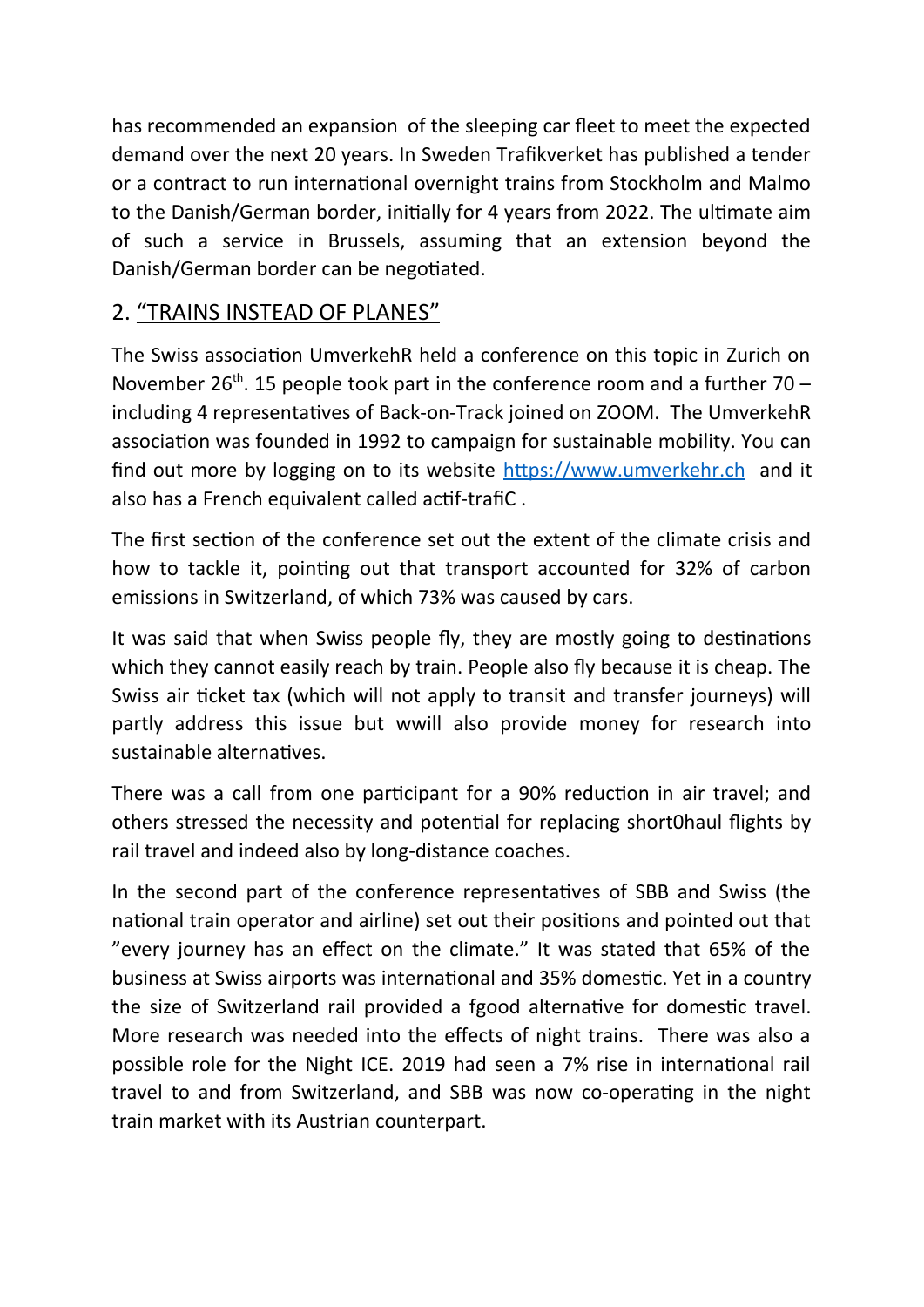has recommended an expansion of the sleeping car fleet to meet the expected demand over the next 20 years. In Sweden Trafikverket has published a tender or a contract to run international overnight trains from Stockholm and Malmo to the Danish/German border, initially for 4 years from 2022. The ultimate aim of such a service in Brussels, assuming that an extension beyond the Danish/German border can be negotiated.

## 2. "TRAINS INSTEAD OF PLANES"

The Swiss association UmverkehR held a conference on this topic in Zurich on November 26th. 15 people took part in the conference room and a further 70 – including 4 representatives of Back-on-Track joined on ZOOM. The UmverkehR association was founded in 1992 to campaign for sustainable mobility. You can find out more by logging on to its website https://www.umverkehr.ch and it also has a French equivalent called actif-trafiC .

The first section of the conference set out the extent of the climate crisis and how to tackle it, pointing out that transport accounted for 32% of carbon emissions in Switzerland, of which 73% was caused by cars.

It was said that when Swiss people fly, they are mostly going to destinations which they cannot easily reach by train. People also fly because it is cheap. The Swiss air ticket tax (which will not apply to transit and transfer journeys) will partly address this issue but wwill also provide money for research into sustainable alternatives.

There was a call from one participant for a 90% reduction in air travel; and others stressed the necessity and potential for replacing short0haul flights by rail travel and indeed also by long-distance coaches.

In the second part of the conference representatives of SBB and Swiss (the national train operator and airline) set out their positions and pointed out that "every journey has an effect on the climate." It was stated that 65% of the business at Swiss airports was international and 35% domestic. Yet in a country the size of Switzerland rail provided a fgood alternative for domestic travel. More research was needed into the effects of night trains. There was also a possible role for the Night ICE. 2019 had seen a 7% rise in international rail travel to and from Switzerland, and SBB was now co-operating in the night train market with its Austrian counterpart.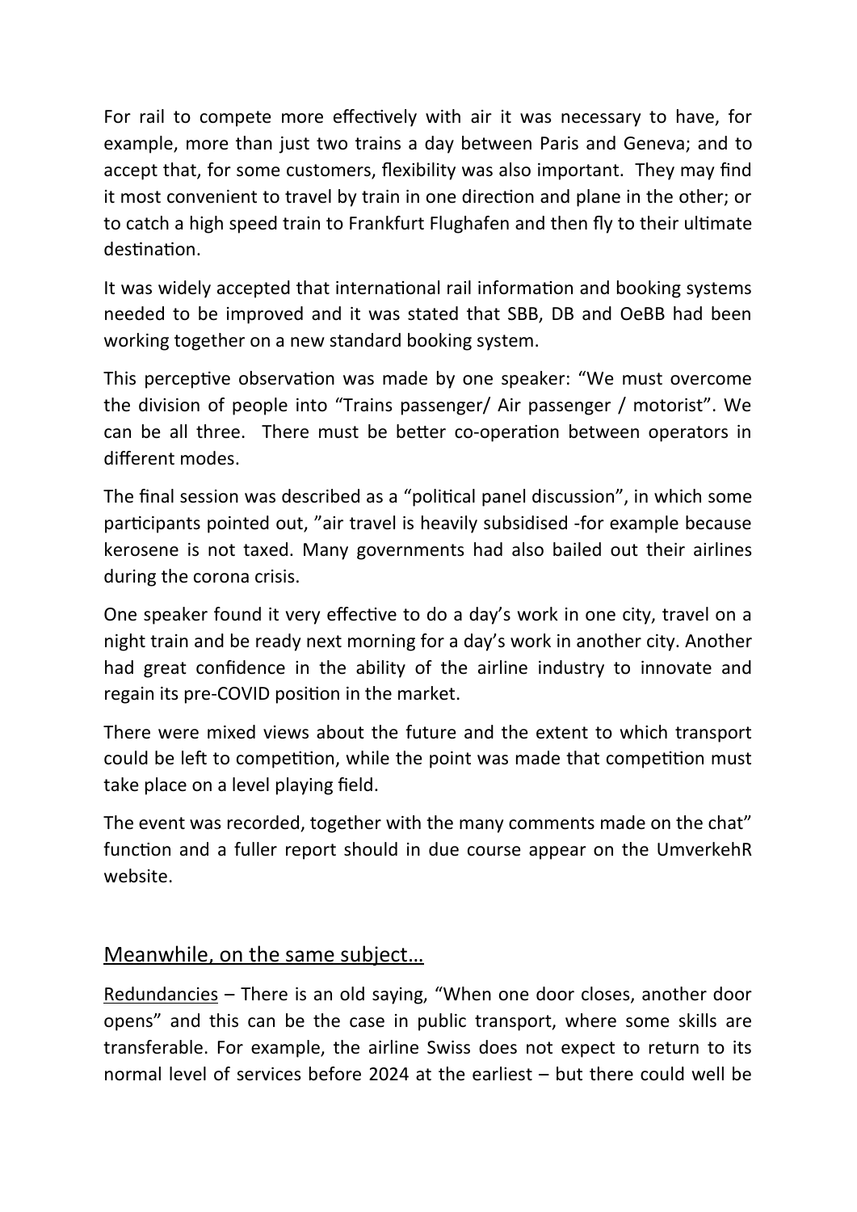For rail to compete more effectively with air it was necessary to have, for example, more than just two trains a day between Paris and Geneva; and to accept that, for some customers, flexibility was also important. They may find it most convenient to travel by train in one direction and plane in the other; or to catch a high speed train to Frankfurt Flughafen and then fly to their ultimate destination.

It was widely accepted that international rail information and booking systems needed to be improved and it was stated that SBB, DB and OeBB had been working together on a new standard booking system.

This perceptive observation was made by one speaker: "We must overcome the division of people into "Trains passenger/ Air passenger / motorist". We can be all three. There must be better co-operation between operators in different modes.

The final session was described as a "political panel discussion", in which some participants pointed out, "air travel is heavily subsidised -for example because kerosene is not taxed. Many governments had also bailed out their airlines during the corona crisis.

One speaker found it very effective to do a day's work in one city, travel on a night train and be ready next morning for a day's work in another city. Another had great confidence in the ability of the airline industry to innovate and regain its pre-COVID position in the market.

There were mixed views about the future and the extent to which transport could be left to competition, while the point was made that competition must take place on a level playing field.

The event was recorded, together with the many comments made on the chat" function and a fuller report should in due course appear on the UmverkehR website.

## Meanwhile, on the same subject…

Redundancies – There is an old saying, "When one door closes, another door opens" and this can be the case in public transport, where some skills are transferable. For example, the airline Swiss does not expect to return to its normal level of services before 2024 at the earliest – but there could well be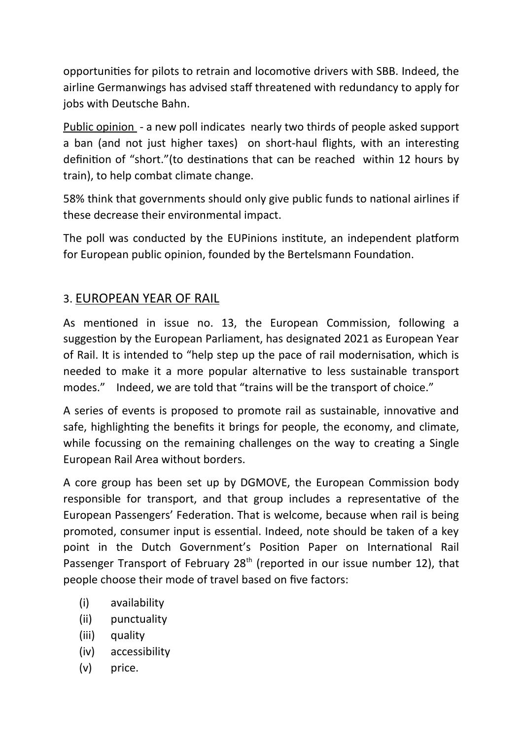opportunities for pilots to retrain and locomotive drivers with SBB. Indeed, the airline Germanwings has advised staff threatened with redundancy to apply for jobs with Deutsche Bahn.

Public opinion - a new poll indicates nearly two thirds of people asked support a ban (and not just higher taxes) on short-haul flights, with an interesting definition of "short."(to destinations that can be reached within 12 hours by train), to help combat climate change.

58% think that governments should only give public funds to national airlines if these decrease their environmental impact.

The poll was conducted by the EUPinions institute, an independent platform for European public opinion, founded by the Bertelsmann Foundation.

## 3. EUROPEAN YEAR OF RAIL

As mentioned in issue no. 13, the European Commission, following a suggestion by the European Parliament, has designated 2021 as European Year of Rail. It is intended to "help step up the pace of rail modernisation, which is needed to make it a more popular alternative to less sustainable transport modes." Indeed, we are told that "trains will be the transport of choice."

A series of events is proposed to promote rail as sustainable, innovative and safe, highlighting the benefits it brings for people, the economy, and climate, while focussing on the remaining challenges on the way to creating a Single European Rail Area without borders.

A core group has been set up by DGMOVE, the European Commission body responsible for transport, and that group includes a representative of the European Passengers' Federation. That is welcome, because when rail is being promoted, consumer input is essential. Indeed, note should be taken of a key point in the Dutch Government's Position Paper on International Rail Passenger Transport of February 28th (reported in our issue number 12), that people choose their mode of travel based on five factors:

(i) availability
(ii) punctuality
(iii) quality
(iv) accessibility
(v) price.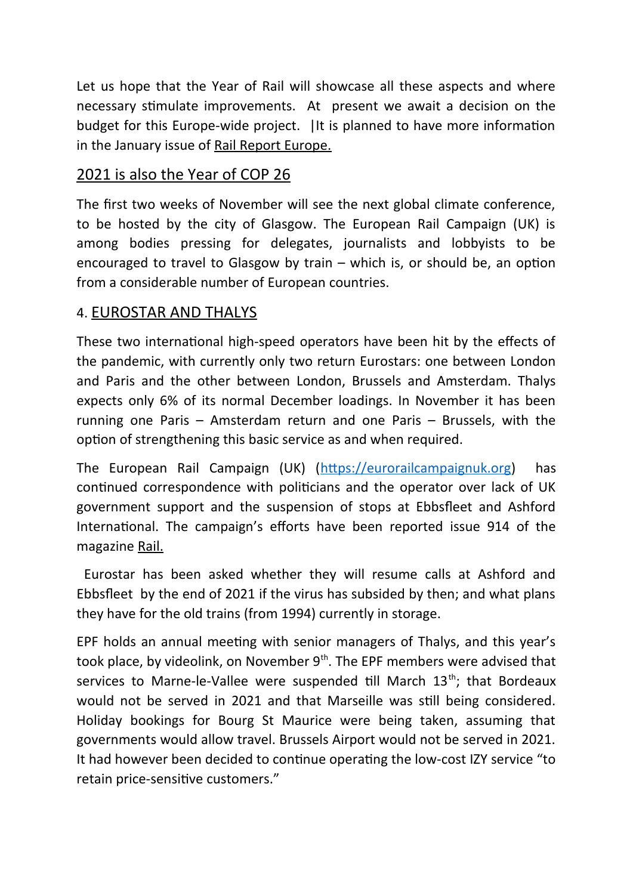Let us hope that the Year of Rail will showcase all these aspects and where necessary stimulate improvements. At present we await a decision on the budget for this Europe-wide project. |It is planned to have more information in the January issue of Rail Report Europe.

## 2021 is also the Year of COP 26

The first two weeks of November will see the next global climate conference, to be hosted by the city of Glasgow. The European Rail Campaign (UK) is among bodies pressing for delegates, journalists and lobbyists to be encouraged to travel to Glasgow by train – which is, or should be, an option from a considerable number of European countries.

## 4. EUROSTAR AND THALYS

These two international high-speed operators have been hit by the effects of the pandemic, with currently only two return Eurostars: one between London and Paris and the other between London, Brussels and Amsterdam. Thalys expects only 6% of its normal December loadings. In November it has been running one Paris – Amsterdam return and one Paris – Brussels, with the option of strengthening this basic service as and when required.

The European Rail Campaign (UK) (https://eurorailcampaignuk.org) has continued correspondence with politicians and the operator over lack of UK government support and the suspension of stops at Ebbsfleet and Ashford International. The campaign's efforts have been reported issue 914 of the magazine Rail.

Eurostar has been asked whether they will resume calls at Ashford and Ebbsfleet by the end of 2021 if the virus has subsided by then; and what plans they have for the old trains (from 1994) currently in storage.

EPF holds an annual meeting with senior managers of Thalys, and this year's took place, by videolink, on November 9th. The EPF members were advised that services to Marne-le-Vallee were suspended till March 13th; that Bordeaux would not be served in 2021 and that Marseille was still being considered. Holiday bookings for Bourg St Maurice were being taken, assuming that governments would allow travel. Brussels Airport would not be served in 2021. It had however been decided to continue operating the low-cost IZY service "to retain price-sensitive customers."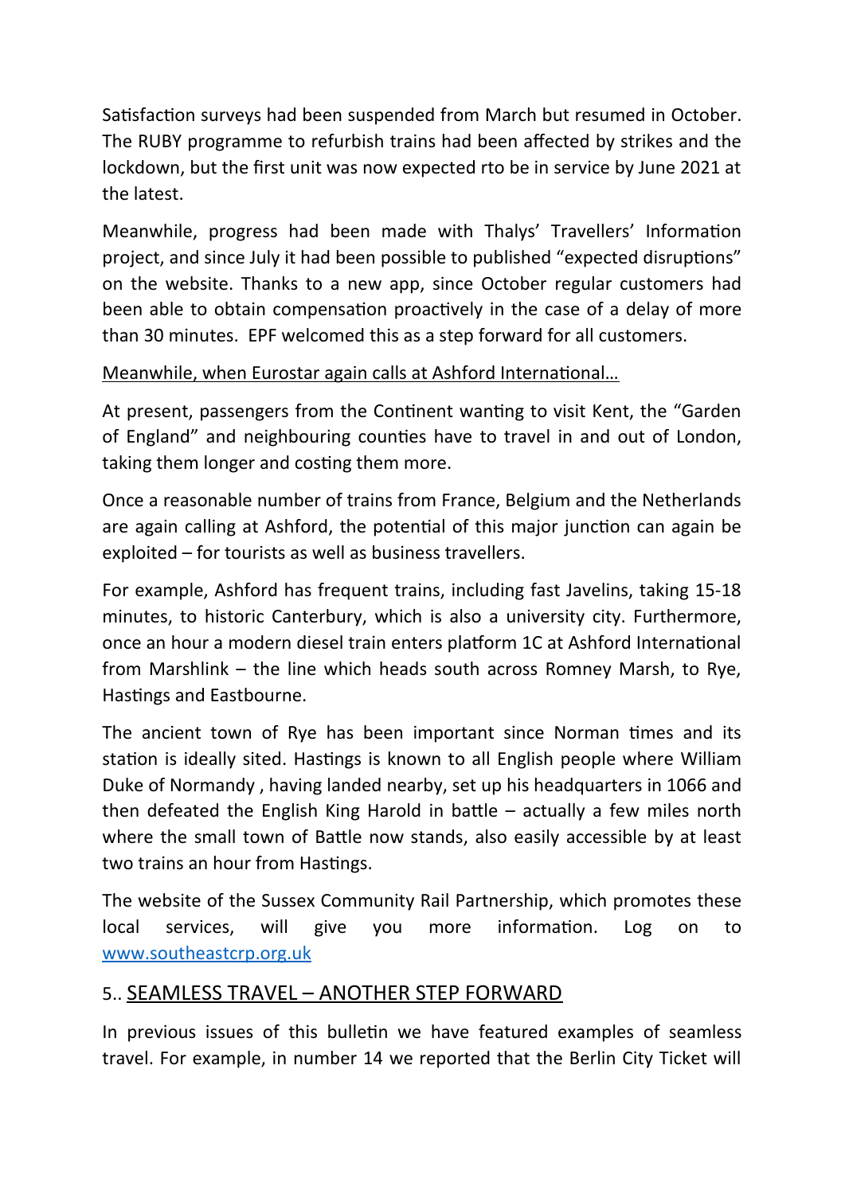Satisfaction surveys had been suspended from March but resumed in October. The RUBY programme to refurbish trains had been affected by strikes and the lockdown, but the first unit was now expected rto be in service by June 2021 at the latest.

Meanwhile, progress had been made with Thalys' Travellers' Information project, and since July it had been possible to published "expected disruptions" on the website. Thanks to a new app, since October regular customers had been able to obtain compensation proactively in the case of a delay of more than 30 minutes. EPF welcomed this as a step forward for all customers.

<u>Meanwhile, when Eurostar again calls at Ashford International…</u>

At present, passengers from the Continent wanting to visit Kent, the "Garden of England" and neighbouring counties have to travel in and out of London, taking them longer and costing them more.

Once a reasonable number of trains from France, Belgium and the Netherlands are again calling at Ashford, the potential of this major junction can again be exploited – for tourists as well as business travellers.

For example, Ashford has frequent trains, including fast Javelins, taking 15-18 minutes, to historic Canterbury, which is also a university city. Furthermore, once an hour a modern diesel train enters platform 1C at Ashford International from Marshlink – the line which heads south across Romney Marsh, to Rye, Hastings and Eastbourne.

The ancient town of Rye has been important since Norman times and its station is ideally sited. Hastings is known to all English people where William Duke of Normandy , having landed nearby, set up his headquarters in 1066 and then defeated the English King Harold in battle – actually a few miles north where the small town of Battle now stands, also easily accessible by at least two trains an hour from Hastings.

The website of the Sussex Community Rail Partnership, which promotes these local services, will give you more information. Log on to [www.southeastcrp.org.uk](http://www.southeastcrp.org.uk)

## 5.. SEAMLESS TRAVEL – ANOTHER STEP FORWARD

In previous issues of this bulletin we have featured examples of seamless travel. For example, in number 14 we reported that the Berlin City Ticket will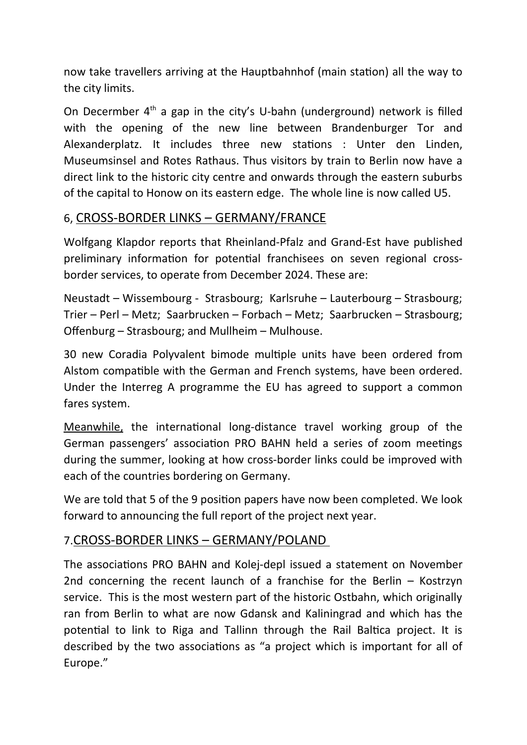now take travellers arriving at the Hauptbahnhof (main station) all the way to the city limits.

On Decernber 4th a gap in the city's U-bahn (underground) network is filled with the opening of the new line between Brandenburger Tor and Alexanderplatz. It includes three new stations : Unter den Linden, Museumsinsel and Rotes Rathaus. Thus visitors by train to Berlin now have a direct link to the historic city centre and onwards through the eastern suburbs of the capital to Honow on its eastern edge. The whole line is now called U5.

## 6, CROSS-BORDER LINKS – GERMANY/FRANCE

Wolfgang Klapdor reports that Rheinland-Pfalz and Grand-Est have published preliminary information for potential franchisees on seven regional cross-border services, to operate from December 2024. These are:

Neustadt – Wissembourg - Strasbourg; Karlsruhe – Lauterbourg – Strasbourg; Trier – Perl – Metz; Saarbrucken – Forbach – Metz; Saarbrucken – Strasbourg; Offenburg – Strasbourg; and Mullheim – Mulhouse.

30 new Coradia Polyvalent bimode multiple units have been ordered from Alstom compatible with the German and French systems, have been ordered. Under the Interreg A programme the EU has agreed to support a common fares system.

Meanwhile, the international long-distance travel working group of the German passengers' association PRO BAHN held a series of zoom meetings during the summer, looking at how cross-border links could be improved with each of the countries bordering on Germany.

We are told that 5 of the 9 position papers have now been completed. We look forward to announcing the full report of the project next year.

## 7.CROSS-BORDER LINKS – GERMANY/POLAND

The associations PRO BAHN and Kolej-depl issued a statement on November 2nd concerning the recent launch of a franchise for the Berlin – Kostrzyn service. This is the most western part of the historic Ostbahn, which originally ran from Berlin to what are now Gdansk and Kaliningrad and which has the potential to link to Riga and Tallinn through the Rail Baltica project. It is described by the two associations as "a project which is important for all of Europe."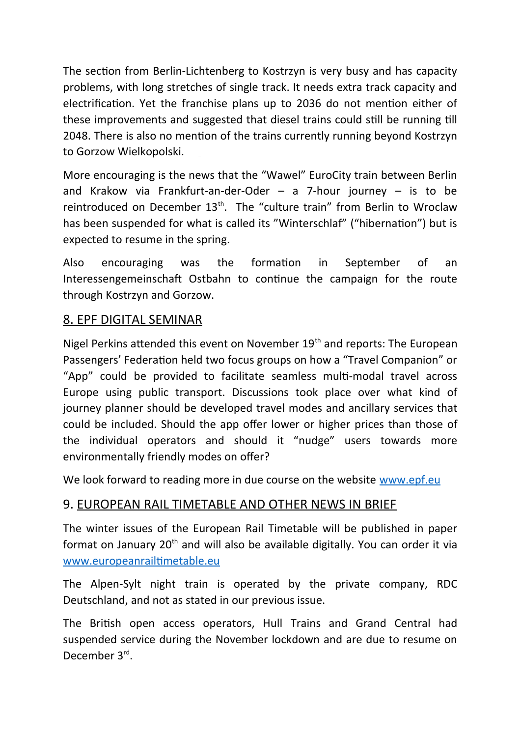The section from Berlin-Lichtenberg to Kostrzyn is very busy and has capacity problems, with long stretches of single track. It needs extra track capacity and electrification. Yet the franchise plans up to 2036 do not mention either of these improvements and suggested that diesel trains could still be running till 2048. There is also no mention of the trains currently running beyond Kostrzyn to Gorzow Wielkopolski.

More encouraging is the news that the "Wawel" EuroCity train between Berlin and Krakow via Frankfurt-an-der-Oder – a 7-hour journey – is to be reintroduced on December 13th. The "culture train" from Berlin to Wroclaw has been suspended for what is called its "Winterschlaf" ("hibernation") but is expected to resume in the spring.

Also encouraging was the formation in September of an Interessengemeinschaft Ostbahn to continue the campaign for the route through Kostrzyn and Gorzow.

## 8. EPF DIGITAL SEMINAR

Nigel Perkins attended this event on November 19th and reports: The European Passengers' Federation held two focus groups on how a "Travel Companion" or "App" could be provided to facilitate seamless multi-modal travel across Europe using public transport. Discussions took place over what kind of journey planner should be developed travel modes and ancillary services that could be included. Should the app offer lower or higher prices than those of the individual operators and should it "nudge" users towards more environmentally friendly modes on offer?

We look forward to reading more in due course on the website www.epf.eu

## 9. EUROPEAN RAIL TIMETABLE AND OTHER NEWS IN BRIEF

The winter issues of the European Rail Timetable will be published in paper format on January 20th and will also be available digitally. You can order it via www.europeanrailtimetable.eu

The Alpen-Sylt night train is operated by the private company, RDC Deutschland, and not as stated in our previous issue.

The British open access operators, Hull Trains and Grand Central had suspended service during the November lockdown and are due to resume on December 3rd.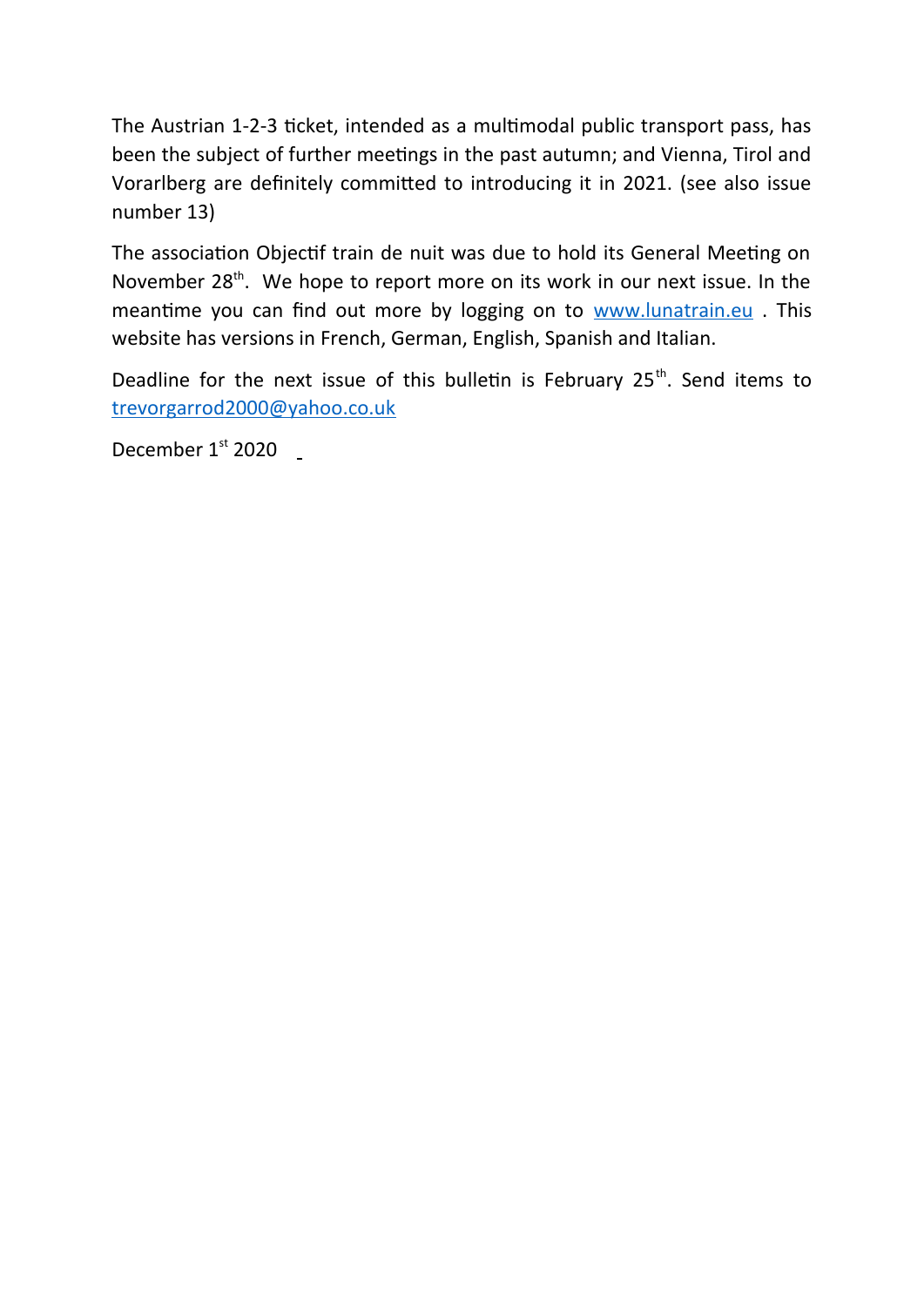The Austrian 1-2-3 ticket, intended as a multimodal public transport pass, has been the subject of further meetings in the past autumn; and Vienna, Tirol and Vorarlberg are definitely committed to introducing it in 2021. (see also issue number 13)

The association Objectif train de nuit was due to hold its General Meeting on November 28th. We hope to report more on its work in our next issue. In the meantime you can find out more by logging on to [www.lunatrain.eu](http://www.lunatrain.eu) . This website has versions in French, German, English, Spanish and Italian.

Deadline for the next issue of this bulletin is February 25th. Send items to [trevorgarrod2000@yahoo.co.uk](mailto:trevorgarrod2000@yahoo.co.uk)

December 1st 2020